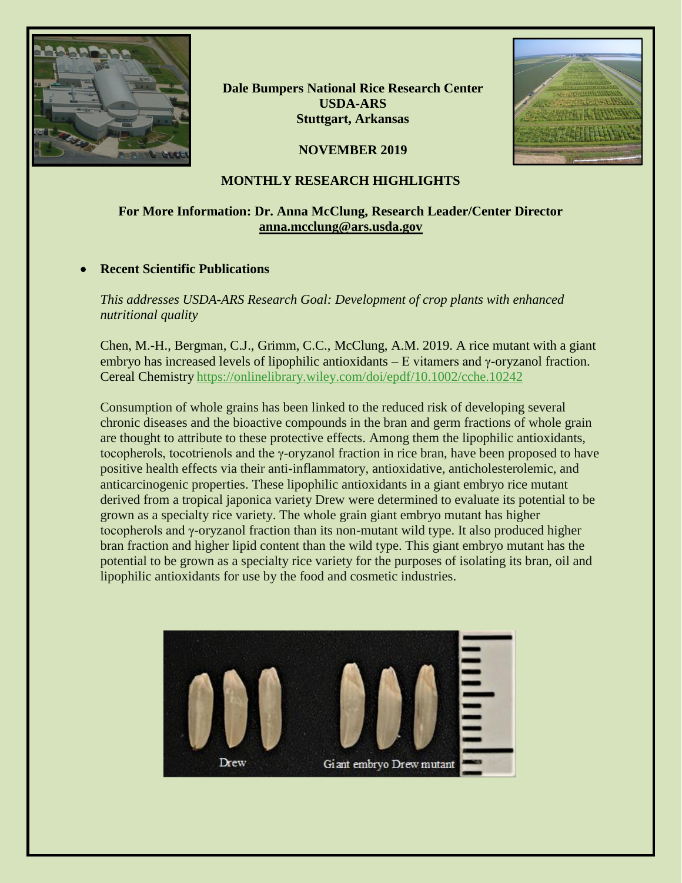**Dale Bumpers National Rice Research Center**
**USDA-ARS**
**Stuttgart, Arkansas**

**NOVEMBER 2019**

# MONTHLY RESEARCH HIGHLIGHTS

**For More Information: Dr. Anna McClung, Research Leader/Center Director**
**anna.mcclung@ars.usda.gov**

- **Recent Scientific Publications**

*This addresses USDA-ARS Research Goal: Development of crop plants with enhanced nutritional quality*

Chen, M.-H., Bergman, C.J., Grimm, C.C., McClung, A.M. 2019. A rice mutant with a giant embryo has increased levels of lipophilic antioxidants – E vitamers and γ-oryzanol fraction. Cereal Chemistry https://onlinelibrary.wiley.com/doi/epdf/10.1002/cche.10242

Consumption of whole grains has been linked to the reduced risk of developing several chronic diseases and the bioactive compounds in the bran and germ fractions of whole grain are thought to attribute to these protective effects. Among them the lipophilic antioxidants, tocopherols, tocotrienols and the γ-oryzanol fraction in rice bran, have been proposed to have positive health effects via their anti-inflammatory, antioxidative, anticholesterolemic, and anticarcinogenic properties. These lipophilic antioxidants in a giant embryo rice mutant derived from a tropical japonica variety Drew were determined to evaluate its potential to be grown as a specialty rice variety. The whole grain giant embryo mutant has higher tocopherols and γ-oryzanol fraction than its non-mutant wild type. It also produced higher bran fraction and higher lipid content than the wild type. This giant embryo mutant has the potential to be grown as a specialty rice variety for the purposes of isolating its bran, oil and lipophilic antioxidants for use by the food and cosmetic industries.

Drew Giant embryo Drew mutant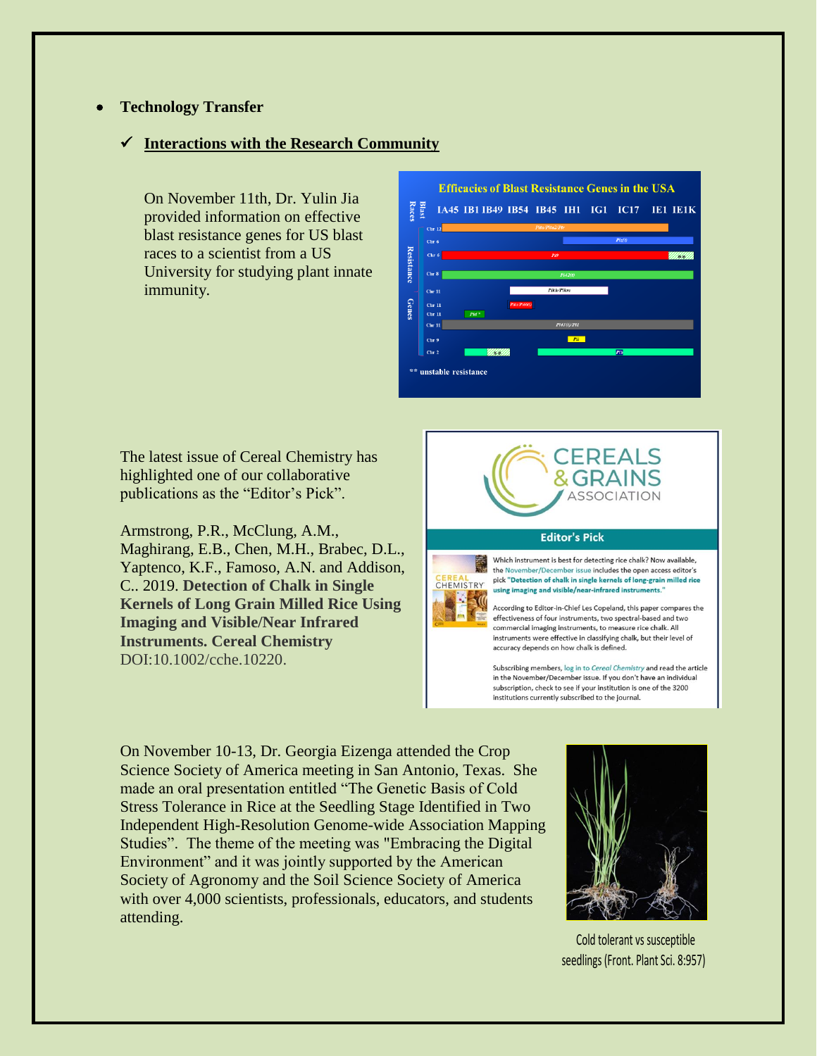- **Technology Transfer**

  ✓ **Interactions with the Research Community**

On November 11th, Dr. Yulin Jia provided information on effective blast resistance genes for US blast races to a scientist from a US University for studying plant innate immunity.

The latest issue of Cereal Chemistry has highlighted one of our collaborative publications as the "Editor's Pick".

Armstrong, P.R., McClung, A.M., Maghirang, E.B., Chen, M.H., Brabec, D.L., Yaptenco, K.F., Famoso, A.N. and Addison, C.. 2019. **Detection of Chalk in Single Kernels of Long Grain Milled Rice Using Imaging and Visible/Near Infrared Instruments. Cereal Chemistry** DOI:10.1002/cche.10220.

On November 10-13, Dr. Georgia Eizenga attended the Crop Science Society of America meeting in San Antonio, Texas. She made an oral presentation entitled "The Genetic Basis of Cold Stress Tolerance in Rice at the Seedling Stage Identified in Two Independent High-Resolution Genome-wide Association Mapping Studies". The theme of the meeting was "Embracing the Digital Environment" and it was jointly supported by the American Society of Agronomy and the Soil Science Society of America with over 4,000 scientists, professionals, educators, and students attending.

Cold tolerant vs susceptible seedlings (Front. Plant Sci. 8:957)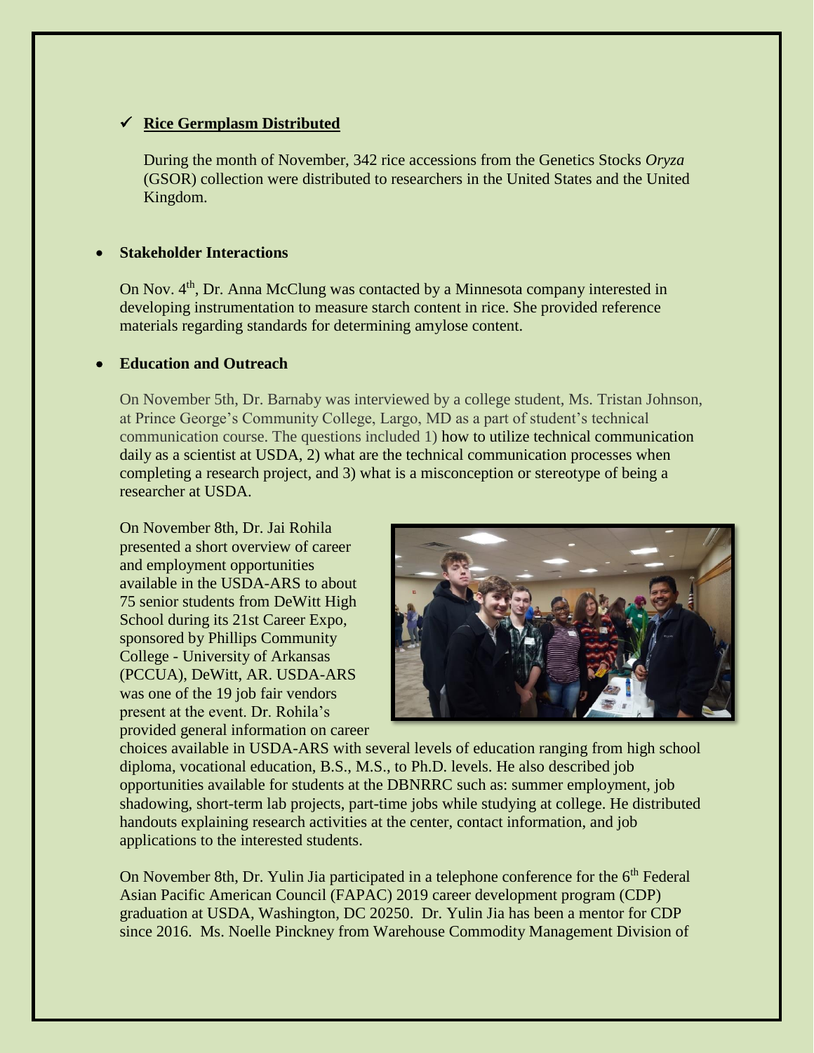- ✓ **Rice Germplasm Distributed**

  During the month of November, 342 rice accessions from the Genetics Stocks *Oryza* (GSOR) collection were distributed to researchers in the United States and the United Kingdom.

- **Stakeholder Interactions**

On Nov. 4th, Dr. Anna McClung was contacted by a Minnesota company interested in developing instrumentation to measure starch content in rice. She provided reference materials regarding standards for determining amylose content.

- **Education and Outreach**

On November 5th, Dr. Barnaby was interviewed by a college student, Ms. Tristan Johnson, at Prince George's Community College, Largo, MD as a part of student's technical communication course. The questions included 1) how to utilize technical communication daily as a scientist at USDA, 2) what are the technical communication processes when completing a research project, and 3) what is a misconception or stereotype of being a researcher at USDA.

On November 8th, Dr. Jai Rohila presented a short overview of career and employment opportunities available in the USDA-ARS to about 75 senior students from DeWitt High School during its 21st Career Expo, sponsored by Phillips Community College - University of Arkansas (PCCUA), DeWitt, AR. USDA-ARS was one of the 19 job fair vendors present at the event. Dr. Rohila's provided general information on career choices available in USDA-ARS with several levels of education ranging from high school diploma, vocational education, B.S., M.S., to Ph.D. levels. He also described job opportunities available for students at the DBNRRC such as: summer employment, job shadowing, short-term lab projects, part-time jobs while studying at college. He distributed handouts explaining research activities at the center, contact information, and job applications to the interested students.

On November 8th, Dr. Yulin Jia participated in a telephone conference for the 6th Federal Asian Pacific American Council (FAPAC) 2019 career development program (CDP) graduation at USDA, Washington, DC 20250. Dr. Yulin Jia has been a mentor for CDP since 2016. Ms. Noelle Pinckney from Warehouse Commodity Management Division of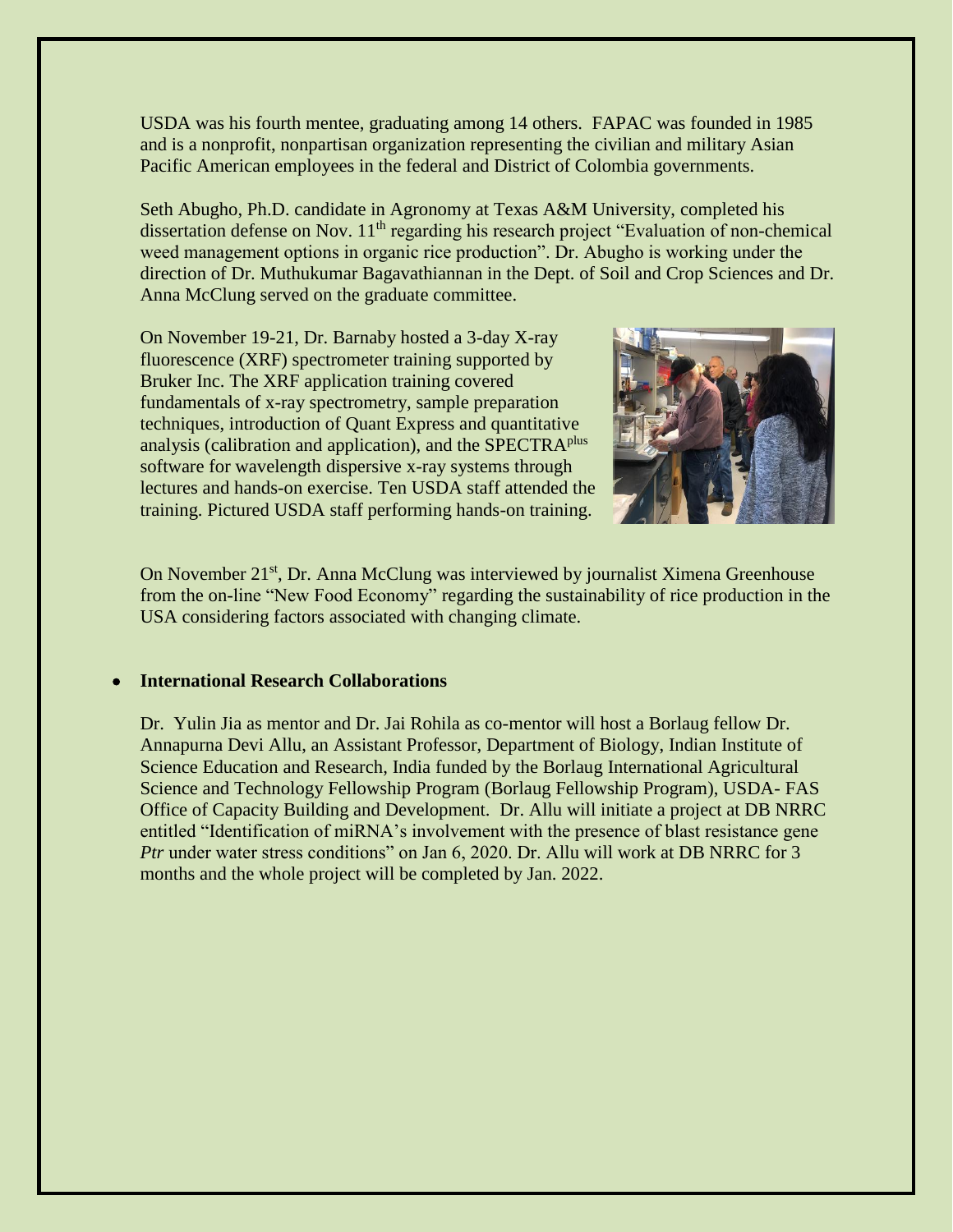USDA was his fourth mentee, graduating among 14 others. FAPAC was founded in 1985 and is a nonprofit, nonpartisan organization representing the civilian and military Asian Pacific American employees in the federal and District of Colombia governments.

Seth Abugho, Ph.D. candidate in Agronomy at Texas A&M University, completed his dissertation defense on Nov. 11th regarding his research project "Evaluation of non-chemical weed management options in organic rice production". Dr. Abugho is working under the direction of Dr. Muthukumar Bagavathiannan in the Dept. of Soil and Crop Sciences and Dr. Anna McClung served on the graduate committee.

On November 19-21, Dr. Barnaby hosted a 3-day X-ray fluorescence (XRF) spectrometer training supported by Bruker Inc. The XRF application training covered fundamentals of x-ray spectrometry, sample preparation techniques, introduction of Quant Express and quantitative analysis (calibration and application), and the SPECTRAplus software for wavelength dispersive x-ray systems through lectures and hands-on exercise. Ten USDA staff attended the training. Pictured USDA staff performing hands-on training.

On November 21st, Dr. Anna McClung was interviewed by journalist Ximena Greenhouse from the on-line "New Food Economy" regarding the sustainability of rice production in the USA considering factors associated with changing climate.

- **International Research Collaborations**

Dr. Yulin Jia as mentor and Dr. Jai Rohila as co-mentor will host a Borlaug fellow Dr. Annapurna Devi Allu, an Assistant Professor, Department of Biology, Indian Institute of Science Education and Research, India funded by the Borlaug International Agricultural Science and Technology Fellowship Program (Borlaug Fellowship Program), USDA- FAS Office of Capacity Building and Development. Dr. Allu will initiate a project at DB NRRC entitled "Identification of miRNA's involvement with the presence of blast resistance gene *Ptr* under water stress conditions" on Jan 6, 2020. Dr. Allu will work at DB NRRC for 3 months and the whole project will be completed by Jan. 2022.